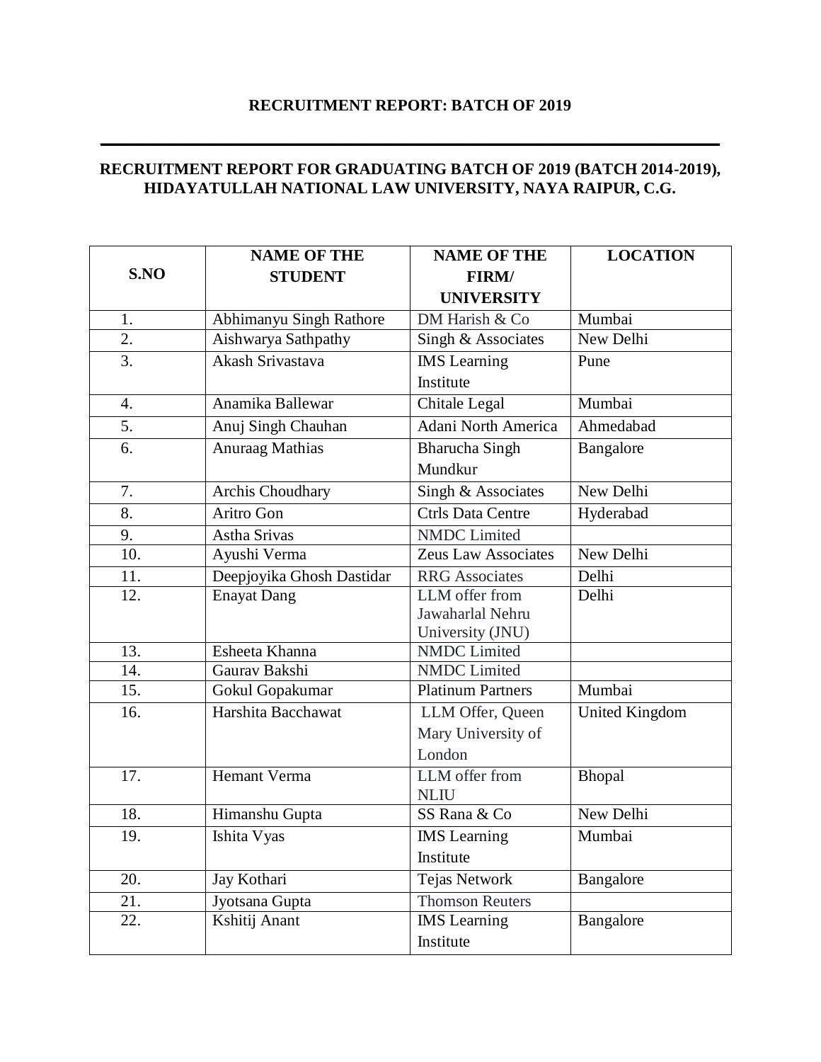# RECRUITMENT REPORT: BATCH OF 2019

---

## RECRUITMENT REPORT FOR GRADUATING BATCH OF 2019 (BATCH 2014-2019), HIDAYATULLAH NATIONAL LAW UNIVERSITY, NAYA RAIPUR, C.G.

| S.NO | NAME OF THE STUDENT | NAME OF THE FIRM/ UNIVERSITY | LOCATION |
|---|---|---|---|
| 1. | Abhimanyu Singh Rathore | DM Harish & Co | Mumbai |
| 2. | Aishwarya Sathpathy | Singh & Associates | New Delhi |
| 3. | Akash Srivastava | IMS Learning Institute | Pune |
| 4. | Anamika Ballewar | Chitale Legal | Mumbai |
| 5. | Anuj Singh Chauhan | Adani North America | Ahmedabad |
| 6. | Anuraag Mathias | Bharucha Singh Mundkur | Bangalore |
| 7. | Archis Choudhary | Singh & Associates | New Delhi |
| 8. | Aritro Gon | Ctrls Data Centre | Hyderabad |
| 9. | Astha Srivas | NMDC Limited | |
| 10. | Ayushi Verma | Zeus Law Associates | New Delhi |
| 11. | Deepjoyika Ghosh Dastidar | RRG Associates | Delhi |
| 12. | Enayat Dang | LLM offer from Jawaharlal Nehru University (JNU) | Delhi |
| 13. | Esheeta Khanna | NMDC Limited | |
| 14. | Gaurav Bakshi | NMDC Limited | |
| 15. | Gokul Gopakumar | Platinum Partners | Mumbai |
| 16. | Harshita Bacchawat | LLM Offer, Queen Mary University of London | United Kingdom |
| 17. | Hemant Verma | LLM offer from NLIU | Bhopal |
| 18. | Himanshu Gupta | SS Rana & Co | New Delhi |
| 19. | Ishita Vyas | IMS Learning Institute | Mumbai |
| 20. | Jay Kothari | Tejas Network | Bangalore |
| 21. | Jyotsana Gupta | Thomson Reuters | |
| 22. | Kshitij Anant | IMS Learning Institute | Bangalore |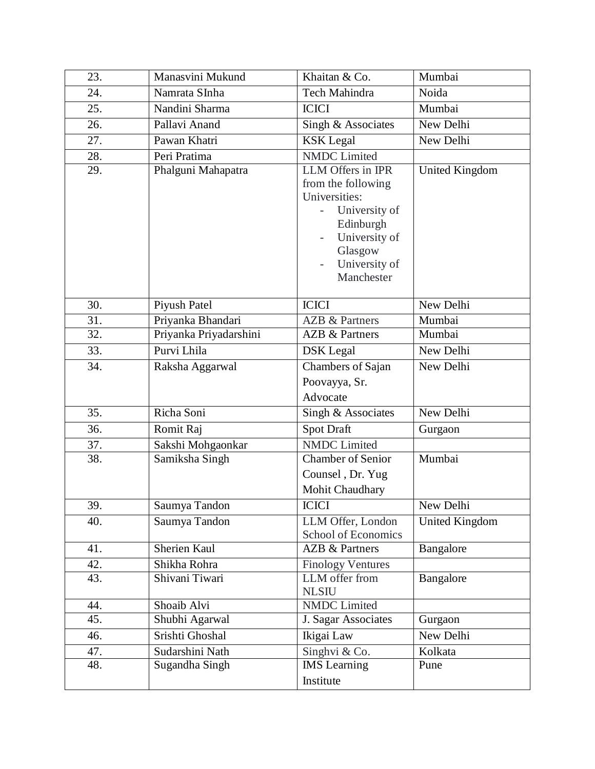| | | | |
|---|---|---|---|
| 23. | Manasvini Mukund | Khaitan & Co. | Mumbai |
| 24. | Namrata SInha | Tech Mahindra | Noida |
| 25. | Nandini Sharma | ICICI | Mumbai |
| 26. | Pallavi Anand | Singh & Associates | New Delhi |
| 27. | Pawan Khatri | KSK Legal | New Delhi |
| 28. | Peri Pratima | NMDC Limited | |
| 29. | Phalguni Mahapatra | LLM Offers in IPR from the following Universities: <br> - University of Edinburgh <br> - University of Glasgow <br> - University of Manchester | United Kingdom |
| 30. | Piyush Patel | ICICI | New Delhi |
| 31. | Priyanka Bhandari | AZB & Partners | Mumbai |
| 32. | Priyanka Priyadarshini | AZB & Partners | Mumbai |
| 33. | Purvi Lhila | DSK Legal | New Delhi |
| 34. | Raksha Aggarwal | Chambers of Sajan Poovayya, Sr. Advocate | New Delhi |
| 35. | Richa Soni | Singh & Associates | New Delhi |
| 36. | Romit Raj | Spot Draft | Gurgaon |
| 37. | Sakshi Mohgaonkar | NMDC Limited | |
| 38. | Samiksha Singh | Chamber of Senior Counsel , Dr. Yug Mohit Chaudhary | Mumbai |
| 39. | Saumya Tandon | ICICI | New Delhi |
| 40. | Saumya Tandon | LLM Offer, London School of Economics | United Kingdom |
| 41. | Sherien Kaul | AZB & Partners | Bangalore |
| 42. | Shikha Rohra | Finology Ventures | |
| 43. | Shivani Tiwari | LLM offer from NLSIU | Bangalore |
| 44. | Shoaib Alvi | NMDC Limited | |
| 45. | Shubhi Agarwal | J. Sagar Associates | Gurgaon |
| 46. | Srishti Ghoshal | Ikigai Law | New Delhi |
| 47. | Sudarshini Nath | Singhvi & Co. | Kolkata |
| 48. | Sugandha Singh | IMS Learning Institute | Pune |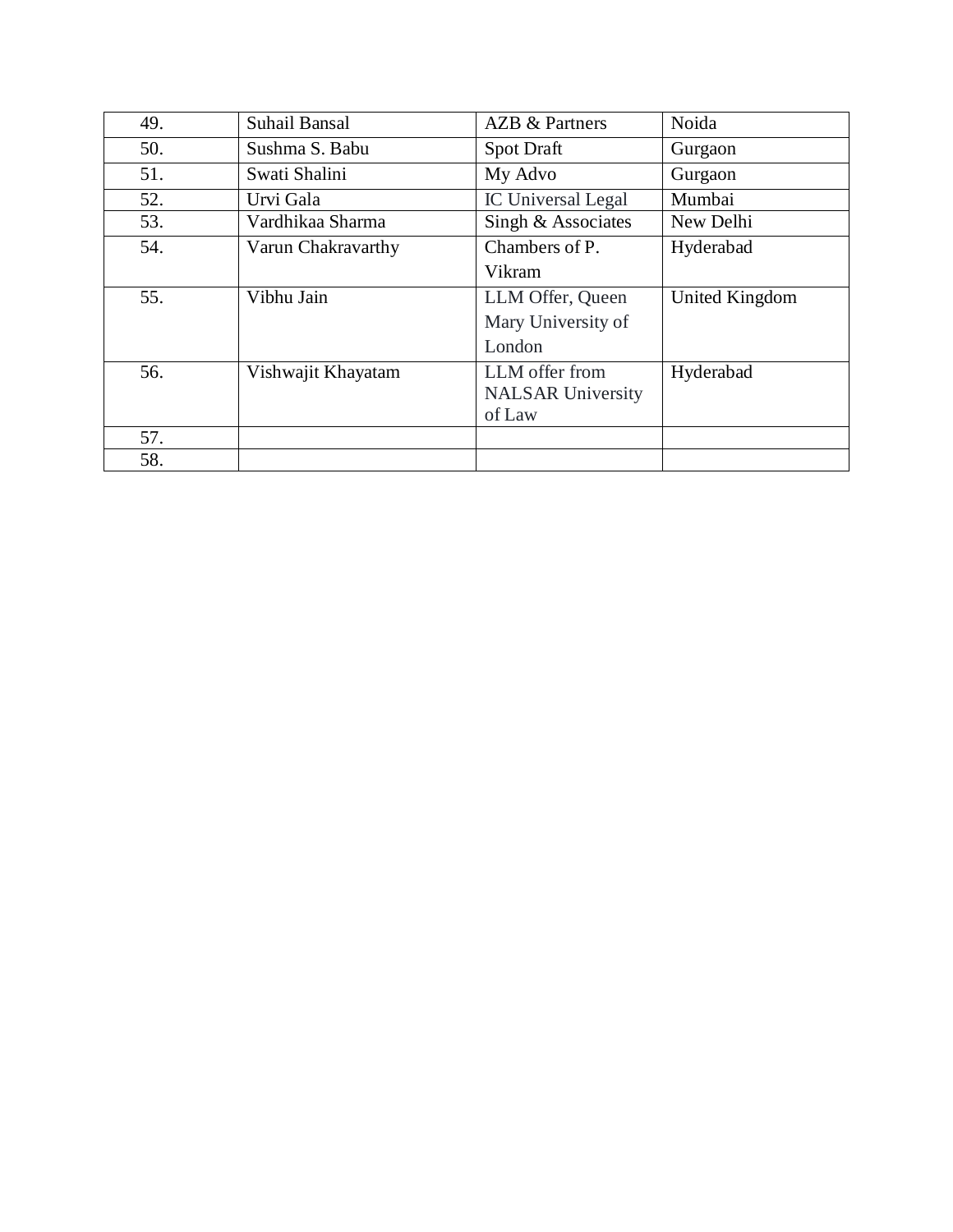| | | | |
|---|---|---|---|
| 49. | Suhail Bansal | AZB & Partners | Noida |
| 50. | Sushma S. Babu | Spot Draft | Gurgaon |
| 51. | Swati Shalini | My Advo | Gurgaon |
| 52. | Urvi Gala | IC Universal Legal | Mumbai |
| 53. | Vardhikaa Sharma | Singh & Associates | New Delhi |
| 54. | Varun Chakravarthy | Chambers of P. Vikram | Hyderabad |
| 55. | Vibhu Jain | LLM Offer, Queen Mary University of London | United Kingdom |
| 56. | Vishwajit Khayatam | LLM offer from NALSAR University of Law | Hyderabad |
| 57. | | | |
| 58. | | | |